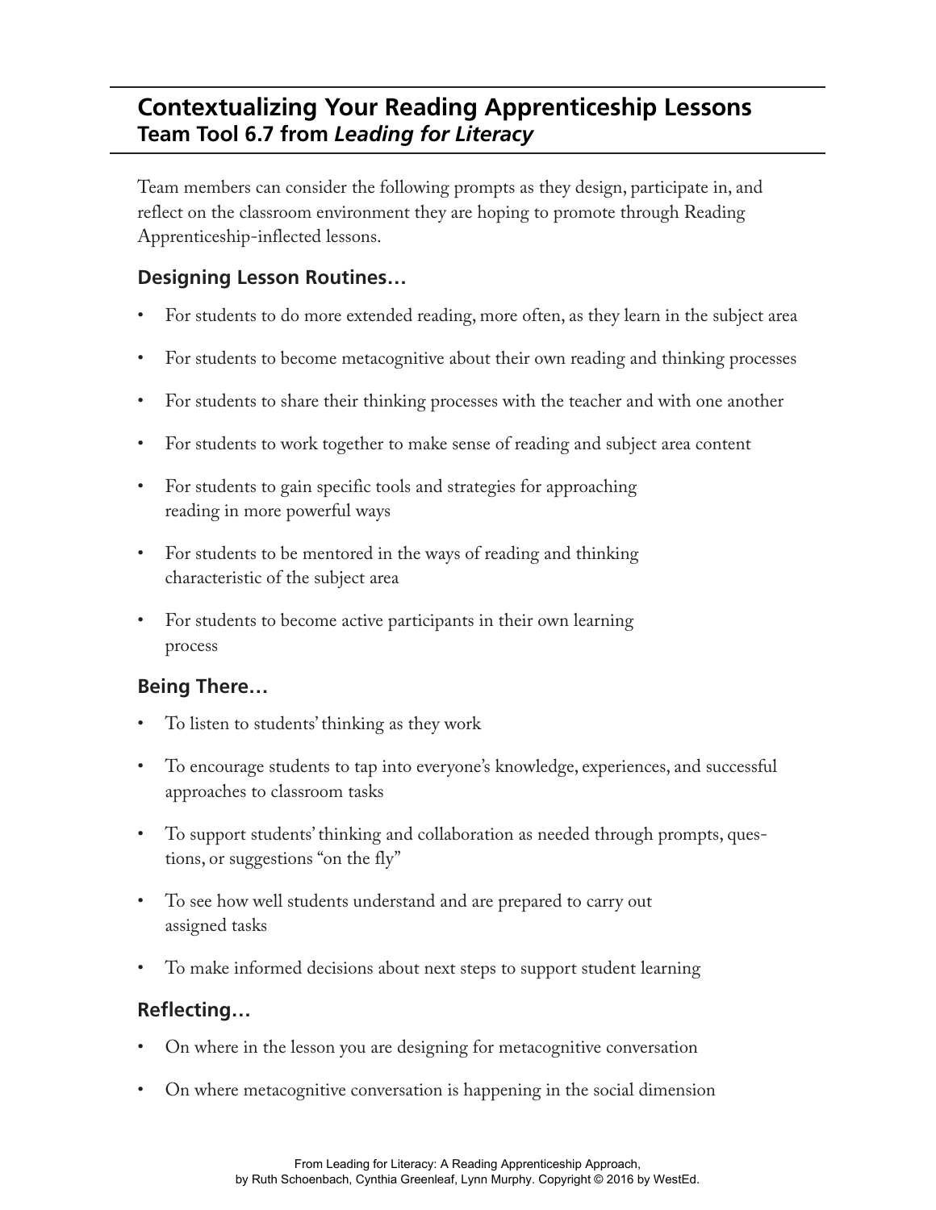# Contextualizing Your Reading Apprenticeship Lessons
## Team Tool 6.7 from *Leading for Literacy*

Team members can consider the following prompts as they design, participate in, and reflect on the classroom environment they are hoping to promote through Reading Apprenticeship-inflected lessons.

### Designing Lesson Routines…

- For students to do more extended reading, more often, as they learn in the subject area
- For students to become metacognitive about their own reading and thinking processes
- For students to share their thinking processes with the teacher and with one another
- For students to work together to make sense of reading and subject area content
- For students to gain specific tools and strategies for approaching reading in more powerful ways
- For students to be mentored in the ways of reading and thinking characteristic of the subject area
- For students to become active participants in their own learning process

### Being There…

- To listen to students' thinking as they work
- To encourage students to tap into everyone's knowledge, experiences, and successful approaches to classroom tasks
- To support students' thinking and collaboration as needed through prompts, questions, or suggestions "on the fly"
- To see how well students understand and are prepared to carry out assigned tasks
- To make informed decisions about next steps to support student learning

### Reflecting…

- On where in the lesson you are designing for metacognitive conversation
- On where metacognitive conversation is happening in the social dimension

From Leading for Literacy: A Reading Apprenticeship Approach, by Ruth Schoenbach, Cynthia Greenleaf, Lynn Murphy. Copyright © 2016 by WestEd.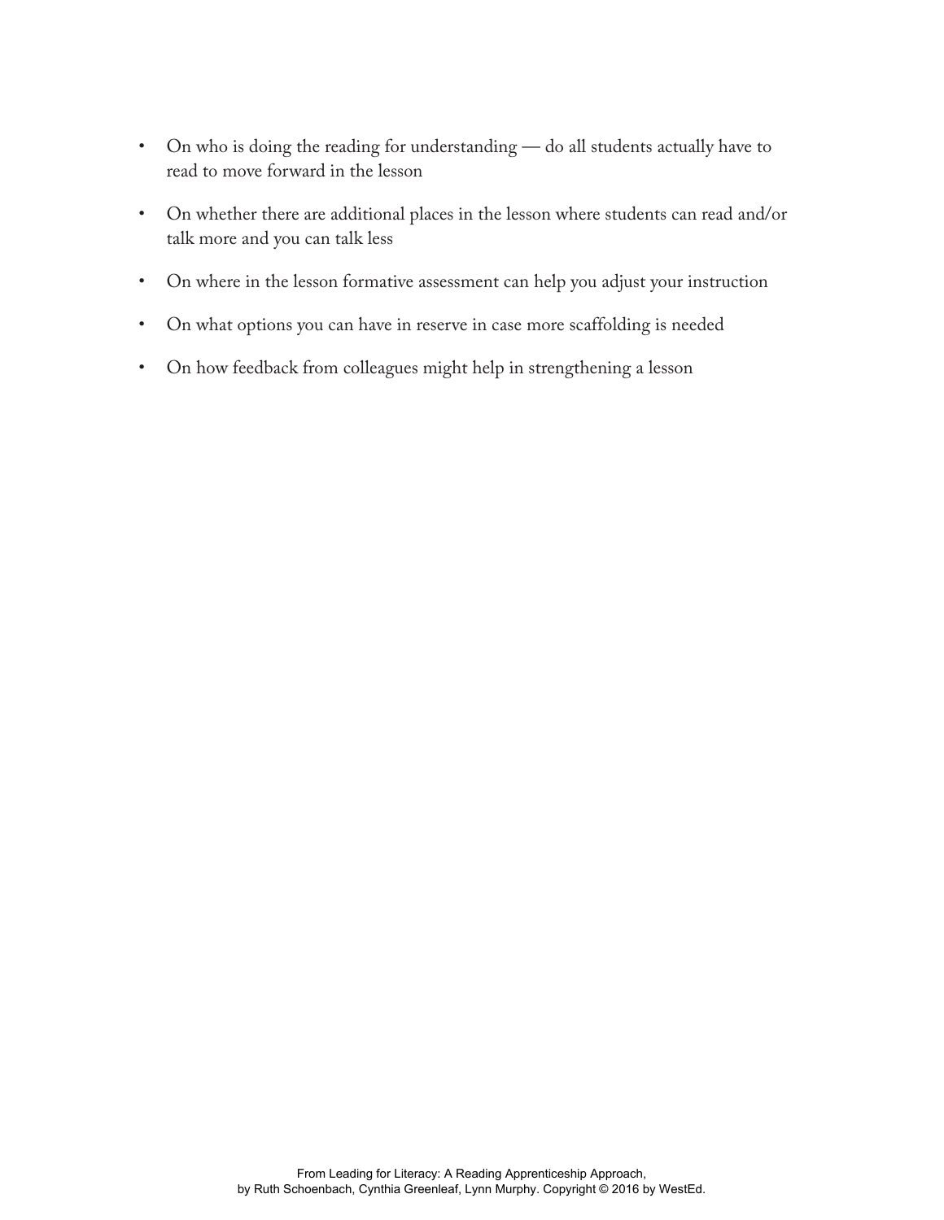- On who is doing the reading for understanding — do all students actually have to read to move forward in the lesson
- On whether there are additional places in the lesson where students can read and/or talk more and you can talk less
- On where in the lesson formative assessment can help you adjust your instruction
- On what options you can have in reserve in case more scaffolding is needed
- On how feedback from colleagues might help in strengthening a lesson

From Leading for Literacy: A Reading Apprenticeship Approach, by Ruth Schoenbach, Cynthia Greenleaf, Lynn Murphy. Copyright © 2016 by WestEd.